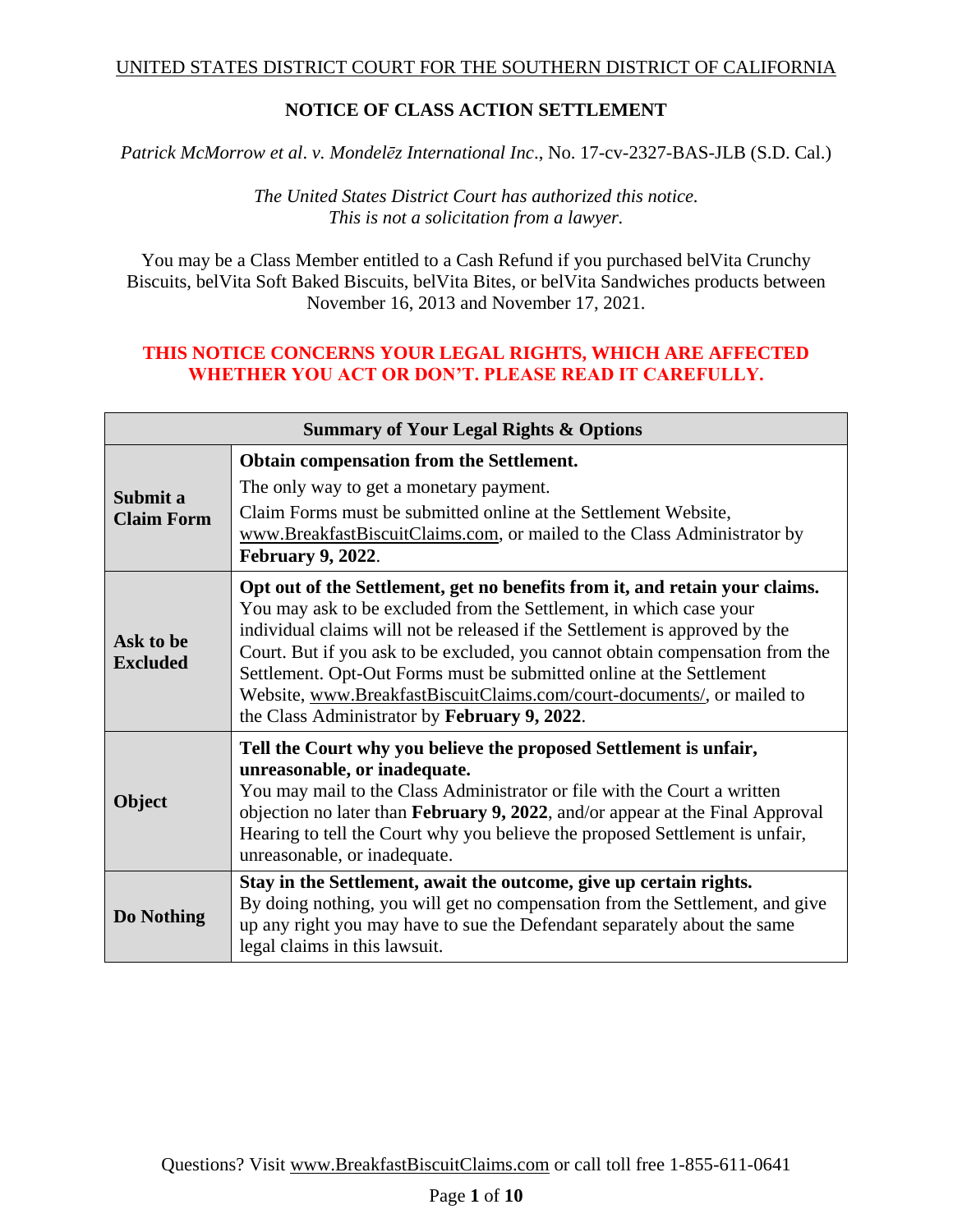UNITED STATES DISTRICT COURT FOR THE SOUTHERN DISTRICT OF CALIFORNIA

# NOTICE OF CLASS ACTION SETTLEMENT

*Patrick McMorrow et al. v. Mondelēz International Inc.*, No. 17-cv-2327-BAS-JLB (S.D. Cal.)

*The United States District Court has authorized this notice.*
*This is not a solicitation from a lawyer.*

You may be a Class Member entitled to a Cash Refund if you purchased belVita Crunchy Biscuits, belVita Soft Baked Biscuits, belVita Bites, or belVita Sandwiches products between November 16, 2013 and November 17, 2021.

**THIS NOTICE CONCERNS YOUR LEGAL RIGHTS, WHICH ARE AFFECTED WHETHER YOU ACT OR DON'T. PLEASE READ IT CAREFULLY.**

| Summary of Your Legal Rights & Options | |
|---|---|
| **Submit a Claim Form** | **Obtain compensation from the Settlement.** The only way to get a monetary payment. Claim Forms must be submitted online at the Settlement Website, www.BreakfastBiscuitClaims.com, or mailed to the Class Administrator by **February 9, 2022**. |
| **Ask to be Excluded** | **Opt out of the Settlement, get no benefits from it, and retain your claims.** You may ask to be excluded from the Settlement, in which case your individual claims will not be released if the Settlement is approved by the Court. But if you ask to be excluded, you cannot obtain compensation from the Settlement. Opt-Out Forms must be submitted online at the Settlement Website, www.BreakfastBiscuitClaims.com/court-documents/, or mailed to the Class Administrator by **February 9, 2022**. |
| **Object** | **Tell the Court why you believe the proposed Settlement is unfair, unreasonable, or inadequate.** You may mail to the Class Administrator or file with the Court a written objection no later than **February 9, 2022**, and/or appear at the Final Approval Hearing to tell the Court why you believe the proposed Settlement is unfair, unreasonable, or inadequate. |
| **Do Nothing** | **Stay in the Settlement, await the outcome, give up certain rights.** By doing nothing, you will get no compensation from the Settlement, and give up any right you may have to sue the Defendant separately about the same legal claims in this lawsuit. |

Questions? Visit www.BreakfastBiscuitClaims.com or call toll free 1-855-611-0641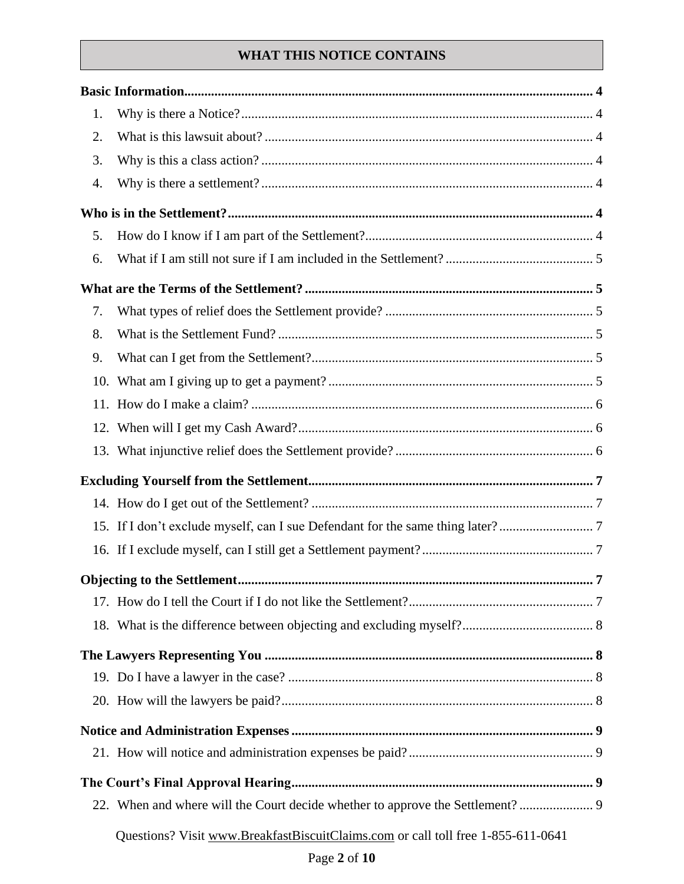## WHAT THIS NOTICE CONTAINS

**Basic Information** ........ **4**

1. Why is there a Notice? ........ 4
2. What is this lawsuit about? ........ 4
3. Why is this a class action? ........ 4
4. Why is there a settlement? ........ 4

**Who is in the Settlement?** ........ **4**

5. How do I know if I am part of the Settlement? ........ 4
6. What if I am still not sure if I am included in the Settlement? ........ 5

**What are the Terms of the Settlement?** ........ **5**

7. What types of relief does the Settlement provide? ........ 5
8. What is the Settlement Fund? ........ 5
9. What can I get from the Settlement? ........ 5
10. What am I giving up to get a payment? ........ 5
11. How do I make a claim? ........ 6
12. When will I get my Cash Award? ........ 6
13. What injunctive relief does the Settlement provide? ........ 6

**Excluding Yourself from the Settlement** ........ **7**

14. How do I get out of the Settlement? ........ 7
15. If I don't exclude myself, can I sue Defendant for the same thing later? ........ 7
16. If I exclude myself, can I still get a Settlement payment? ........ 7

**Objecting to the Settlement** ........ **7**

17. How do I tell the Court if I do not like the Settlement? ........ 7
18. What is the difference between objecting and excluding myself? ........ 8

**The Lawyers Representing You** ........ **8**

19. Do I have a lawyer in the case? ........ 8
20. How will the lawyers be paid? ........ 8

**Notice and Administration Expenses** ........ **9**

21. How will notice and administration expenses be paid? ........ 9

**The Court's Final Approval Hearing** ........ **9**

22. When and where will the Court decide whether to approve the Settlement? ........ 9

Questions? Visit www.BreakfastBiscuitClaims.com or call toll free 1-855-611-0641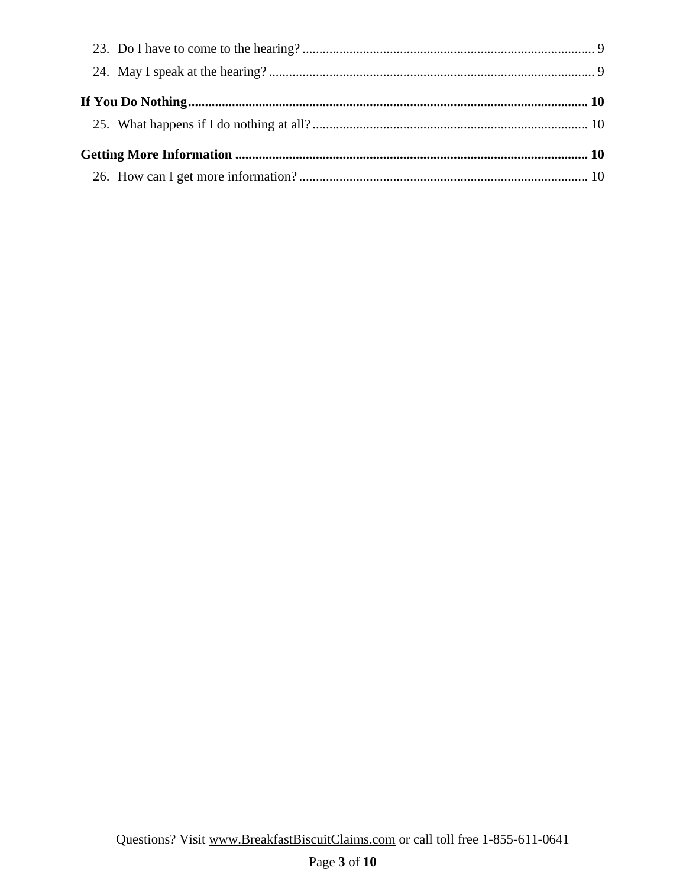23. Do I have to come to the hearing? ........................................................................................ 9
24. May I speak at the hearing? ................................................................................................ 9

**If You Do Nothing** ............................................................................................................ **10**

25. What happens if I do nothing at all? .................................................................................. 10

**Getting More Information** ................................................................................................. **10**

26. How can I get more information? ...................................................................................... 10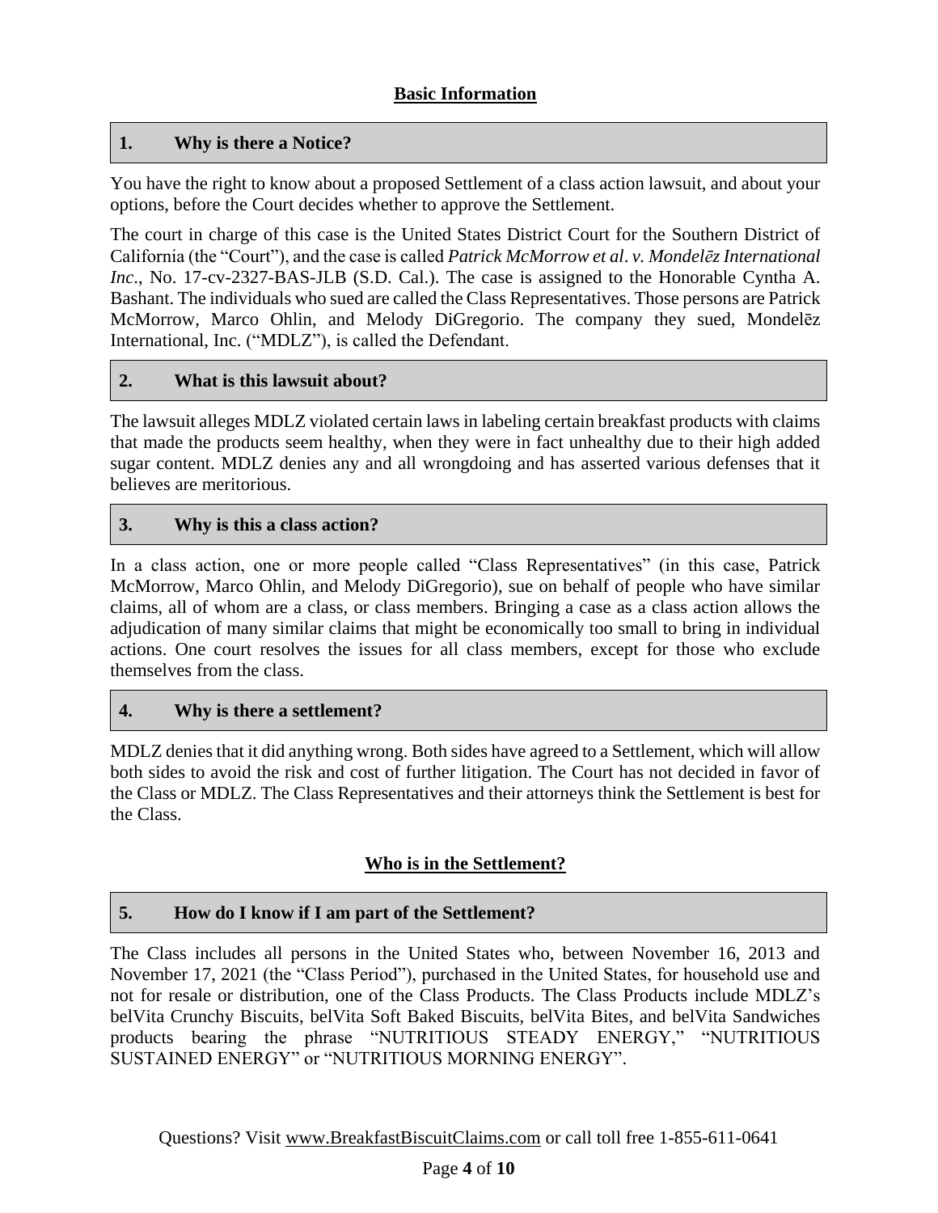## Basic Information

### 1. Why is there a Notice?

You have the right to know about a proposed Settlement of a class action lawsuit, and about your options, before the Court decides whether to approve the Settlement.

The court in charge of this case is the United States District Court for the Southern District of California (the "Court"), and the case is called *Patrick McMorrow et al. v. Mondelēz International Inc.*, No. 17-cv-2327-BAS-JLB (S.D. Cal.). The case is assigned to the Honorable Cyntha A. Bashant. The individuals who sued are called the Class Representatives. Those persons are Patrick McMorrow, Marco Ohlin, and Melody DiGregorio. The company they sued, Mondelēz International, Inc. ("MDLZ"), is called the Defendant.

### 2. What is this lawsuit about?

The lawsuit alleges MDLZ violated certain laws in labeling certain breakfast products with claims that made the products seem healthy, when they were in fact unhealthy due to their high added sugar content. MDLZ denies any and all wrongdoing and has asserted various defenses that it believes are meritorious.

### 3. Why is this a class action?

In a class action, one or more people called "Class Representatives" (in this case, Patrick McMorrow, Marco Ohlin, and Melody DiGregorio), sue on behalf of people who have similar claims, all of whom are a class, or class members. Bringing a case as a class action allows the adjudication of many similar claims that might be economically too small to bring in individual actions. One court resolves the issues for all class members, except for those who exclude themselves from the class.

### 4. Why is there a settlement?

MDLZ denies that it did anything wrong. Both sides have agreed to a Settlement, which will allow both sides to avoid the risk and cost of further litigation. The Court has not decided in favor of the Class or MDLZ. The Class Representatives and their attorneys think the Settlement is best for the Class.

## Who is in the Settlement?

### 5. How do I know if I am part of the Settlement?

The Class includes all persons in the United States who, between November 16, 2013 and November 17, 2021 (the "Class Period"), purchased in the United States, for household use and not for resale or distribution, one of the Class Products. The Class Products include MDLZ's belVita Crunchy Biscuits, belVita Soft Baked Biscuits, belVita Bites, and belVita Sandwiches products bearing the phrase "NUTRITIOUS STEADY ENERGY," "NUTRITIOUS SUSTAINED ENERGY" or "NUTRITIOUS MORNING ENERGY".

Questions? Visit www.BreakfastBiscuitClaims.com or call toll free 1-855-611-0641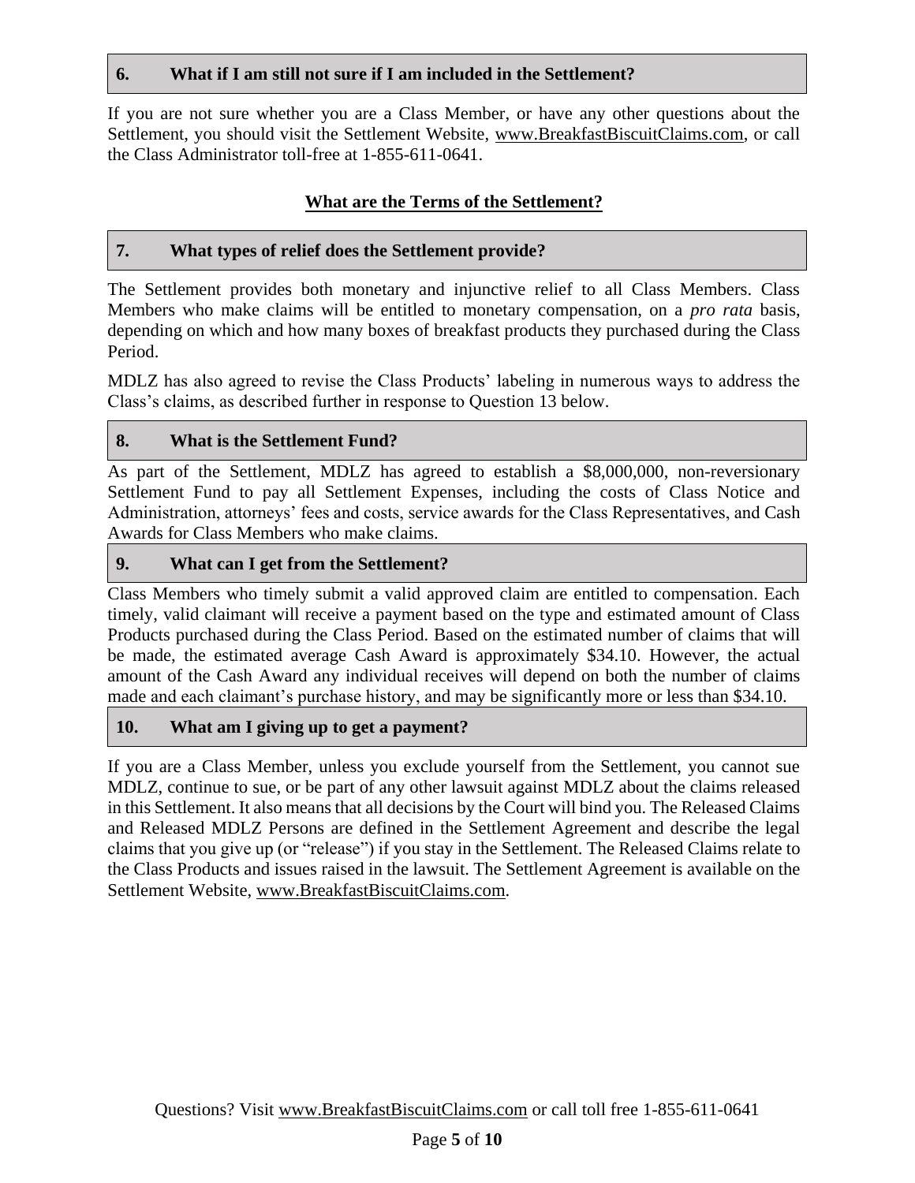### 6. What if I am still not sure if I am included in the Settlement?

If you are not sure whether you are a Class Member, or have any other questions about the Settlement, you should visit the Settlement Website, www.BreakfastBiscuitClaims.com, or call the Class Administrator toll-free at 1-855-611-0641.

## What are the Terms of the Settlement?

### 7. What types of relief does the Settlement provide?

The Settlement provides both monetary and injunctive relief to all Class Members. Class Members who make claims will be entitled to monetary compensation, on a *pro rata* basis, depending on which and how many boxes of breakfast products they purchased during the Class Period.

MDLZ has also agreed to revise the Class Products' labeling in numerous ways to address the Class's claims, as described further in response to Question 13 below.

### 8. What is the Settlement Fund?

As part of the Settlement, MDLZ has agreed to establish a $8,000,000, non-reversionary Settlement Fund to pay all Settlement Expenses, including the costs of Class Notice and Administration, attorneys' fees and costs, service awards for the Class Representatives, and Cash Awards for Class Members who make claims.

### 9. What can I get from the Settlement?

Class Members who timely submit a valid approved claim are entitled to compensation. Each timely, valid claimant will receive a payment based on the type and estimated amount of Class Products purchased during the Class Period. Based on the estimated number of claims that will be made, the estimated average Cash Award is approximately $34.10. However, the actual amount of the Cash Award any individual receives will depend on both the number of claims made and each claimant's purchase history, and may be significantly more or less than $34.10.

### 10. What am I giving up to get a payment?

If you are a Class Member, unless you exclude yourself from the Settlement, you cannot sue MDLZ, continue to sue, or be part of any other lawsuit against MDLZ about the claims released in this Settlement. It also means that all decisions by the Court will bind you. The Released Claims and Released MDLZ Persons are defined in the Settlement Agreement and describe the legal claims that you give up (or "release") if you stay in the Settlement. The Released Claims relate to the Class Products and issues raised in the lawsuit. The Settlement Agreement is available on the Settlement Website, www.BreakfastBiscuitClaims.com.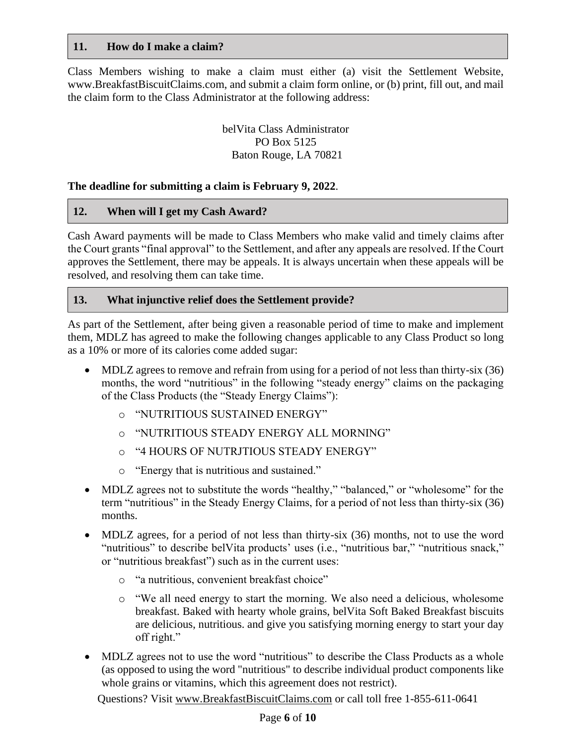## 11. How do I make a claim?

Class Members wishing to make a claim must either (a) visit the Settlement Website, www.BreakfastBiscuitClaims.com, and submit a claim form online, or (b) print, fill out, and mail the claim form to the Class Administrator at the following address:

belVita Class Administrator
PO Box 5125
Baton Rouge, LA 70821

**The deadline for submitting a claim is February 9, 2022**.

## 12. When will I get my Cash Award?

Cash Award payments will be made to Class Members who make valid and timely claims after the Court grants "final approval" to the Settlement, and after any appeals are resolved. If the Court approves the Settlement, there may be appeals. It is always uncertain when these appeals will be resolved, and resolving them can take time.

## 13. What injunctive relief does the Settlement provide?

As part of the Settlement, after being given a reasonable period of time to make and implement them, MDLZ has agreed to make the following changes applicable to any Class Product so long as a 10% or more of its calories come added sugar:

- MDLZ agrees to remove and refrain from using for a period of not less than thirty-six (36) months, the word "nutritious" in the following "steady energy" claims on the packaging of the Class Products (the "Steady Energy Claims"):
    - "NUTRITIOUS SUSTAINED ENERGY"
    - "NUTRITIOUS STEADY ENERGY ALL MORNING"
    - "4 HOURS OF NUTRJTIOUS STEADY ENERGY"
    - "Energy that is nutritious and sustained."
- MDLZ agrees not to substitute the words "healthy," "balanced," or "wholesome" for the term "nutritious" in the Steady Energy Claims, for a period of not less than thirty-six (36) months.
- MDLZ agrees, for a period of not less than thirty-six (36) months, not to use the word "nutritious" to describe belVita products' uses (i.e., "nutritious bar," "nutritious snack," or "nutritious breakfast") such as in the current uses:
    - "a nutritious, convenient breakfast choice"
    - "We all need energy to start the morning. We also need a delicious, wholesome breakfast. Baked with hearty whole grains, belVita Soft Baked Breakfast biscuits are delicious, nutritious. and give you satisfying morning energy to start your day off right."
- MDLZ agrees not to use the word "nutritious" to describe the Class Products as a whole (as opposed to using the word "nutritious" to describe individual product components like whole grains or vitamins, which this agreement does not restrict).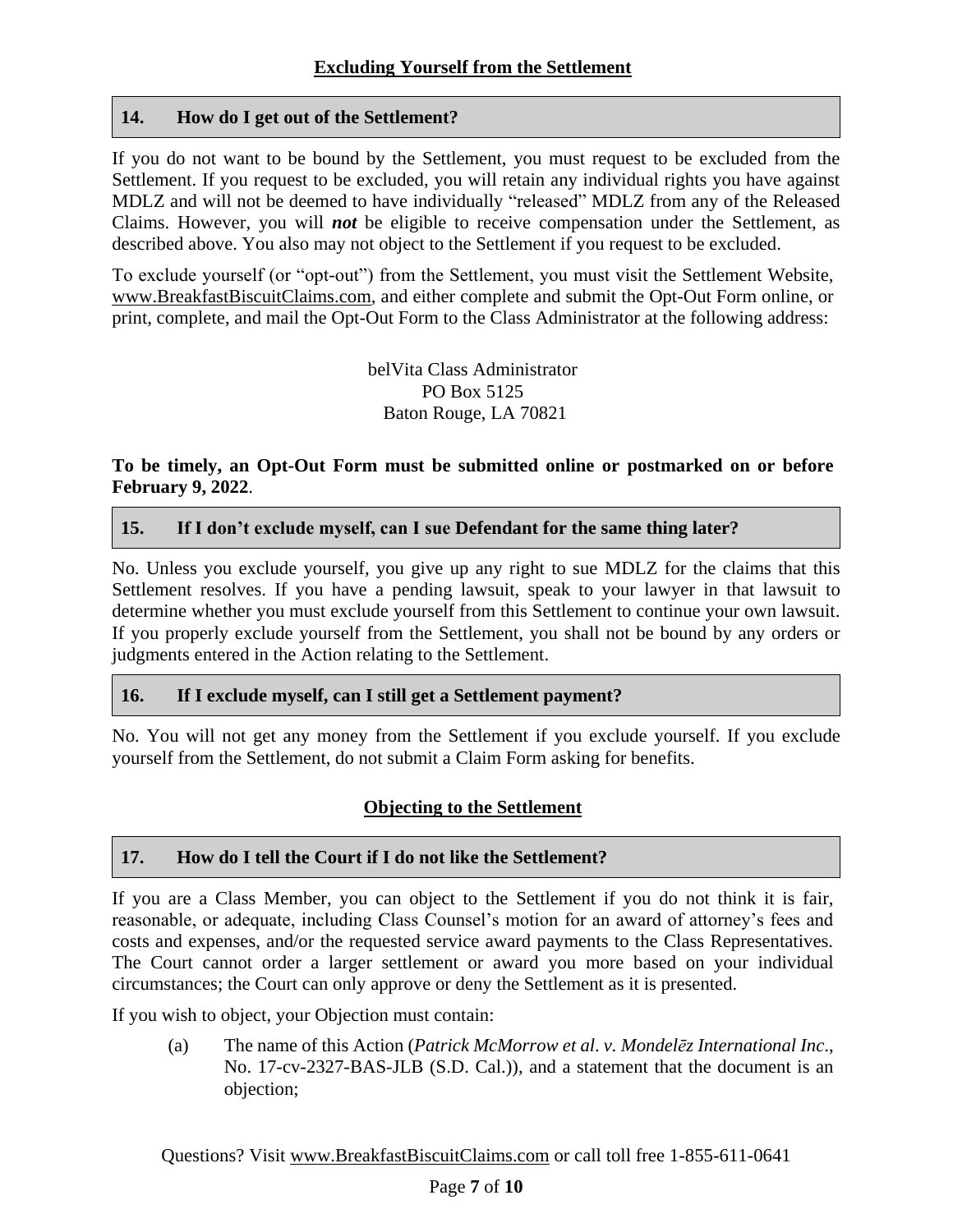## Excluding Yourself from the Settlement

### 14. How do I get out of the Settlement?

If you do not want to be bound by the Settlement, you must request to be excluded from the Settlement. If you request to be excluded, you will retain any individual rights you have against MDLZ and will not be deemed to have individually "released" MDLZ from any of the Released Claims. However, you will ***not*** be eligible to receive compensation under the Settlement, as described above. You also may not object to the Settlement if you request to be excluded.

To exclude yourself (or "opt-out") from the Settlement, you must visit the Settlement Website, www.BreakfastBiscuitClaims.com, and either complete and submit the Opt-Out Form online, or print, complete, and mail the Opt-Out Form to the Class Administrator at the following address:

belVita Class Administrator
PO Box 5125
Baton Rouge, LA 70821

**To be timely, an Opt-Out Form must be submitted online or postmarked on or before February 9, 2022**.

### 15. If I don't exclude myself, can I sue Defendant for the same thing later?

No. Unless you exclude yourself, you give up any right to sue MDLZ for the claims that this Settlement resolves. If you have a pending lawsuit, speak to your lawyer in that lawsuit to determine whether you must exclude yourself from this Settlement to continue your own lawsuit. If you properly exclude yourself from the Settlement, you shall not be bound by any orders or judgments entered in the Action relating to the Settlement.

### 16. If I exclude myself, can I still get a Settlement payment?

No. You will not get any money from the Settlement if you exclude yourself. If you exclude yourself from the Settlement, do not submit a Claim Form asking for benefits.

## Objecting to the Settlement

### 17. How do I tell the Court if I do not like the Settlement?

If you are a Class Member, you can object to the Settlement if you do not think it is fair, reasonable, or adequate, including Class Counsel's motion for an award of attorney's fees and costs and expenses, and/or the requested service award payments to the Class Representatives. The Court cannot order a larger settlement or award you more based on your individual circumstances; the Court can only approve or deny the Settlement as it is presented.

If you wish to object, your Objection must contain:

(a) The name of this Action (*Patrick McMorrow et al. v. Mondelēz International Inc*., No. 17-cv-2327-BAS-JLB (S.D. Cal.)), and a statement that the document is an objection;

Questions? Visit www.BreakfastBiscuitClaims.com or call toll free 1-855-611-0641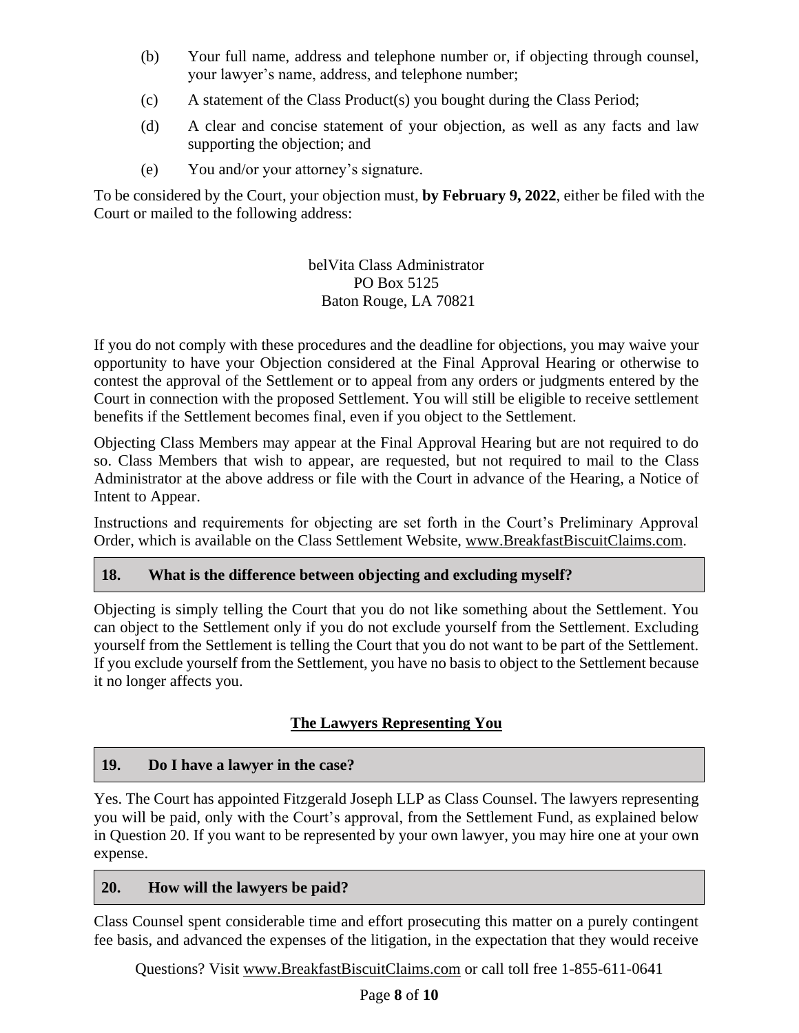(b) Your full name, address and telephone number or, if objecting through counsel, your lawyer's name, address, and telephone number;

(c) A statement of the Class Product(s) you bought during the Class Period;

(d) A clear and concise statement of your objection, as well as any facts and law supporting the objection; and

(e) You and/or your attorney's signature.

To be considered by the Court, your objection must, **by February 9, 2022**, either be filed with the Court or mailed to the following address:

belVita Class Administrator
PO Box 5125
Baton Rouge, LA 70821

If you do not comply with these procedures and the deadline for objections, you may waive your opportunity to have your Objection considered at the Final Approval Hearing or otherwise to contest the approval of the Settlement or to appeal from any orders or judgments entered by the Court in connection with the proposed Settlement. You will still be eligible to receive settlement benefits if the Settlement becomes final, even if you object to the Settlement.

Objecting Class Members may appear at the Final Approval Hearing but are not required to do so. Class Members that wish to appear, are requested, but not required to mail to the Class Administrator at the above address or file with the Court in advance of the Hearing, a Notice of Intent to Appear.

Instructions and requirements for objecting are set forth in the Court's Preliminary Approval Order, which is available on the Class Settlement Website, www.BreakfastBiscuitClaims.com.

### 18. What is the difference between objecting and excluding myself?

Objecting is simply telling the Court that you do not like something about the Settlement. You can object to the Settlement only if you do not exclude yourself from the Settlement. Excluding yourself from the Settlement is telling the Court that you do not want to be part of the Settlement. If you exclude yourself from the Settlement, you have no basis to object to the Settlement because it no longer affects you.

## The Lawyers Representing You

### 19. Do I have a lawyer in the case?

Yes. The Court has appointed Fitzgerald Joseph LLP as Class Counsel. The lawyers representing you will be paid, only with the Court's approval, from the Settlement Fund, as explained below in Question 20. If you want to be represented by your own lawyer, you may hire one at your own expense.

### 20. How will the lawyers be paid?

Class Counsel spent considerable time and effort prosecuting this matter on a purely contingent fee basis, and advanced the expenses of the litigation, in the expectation that they would receive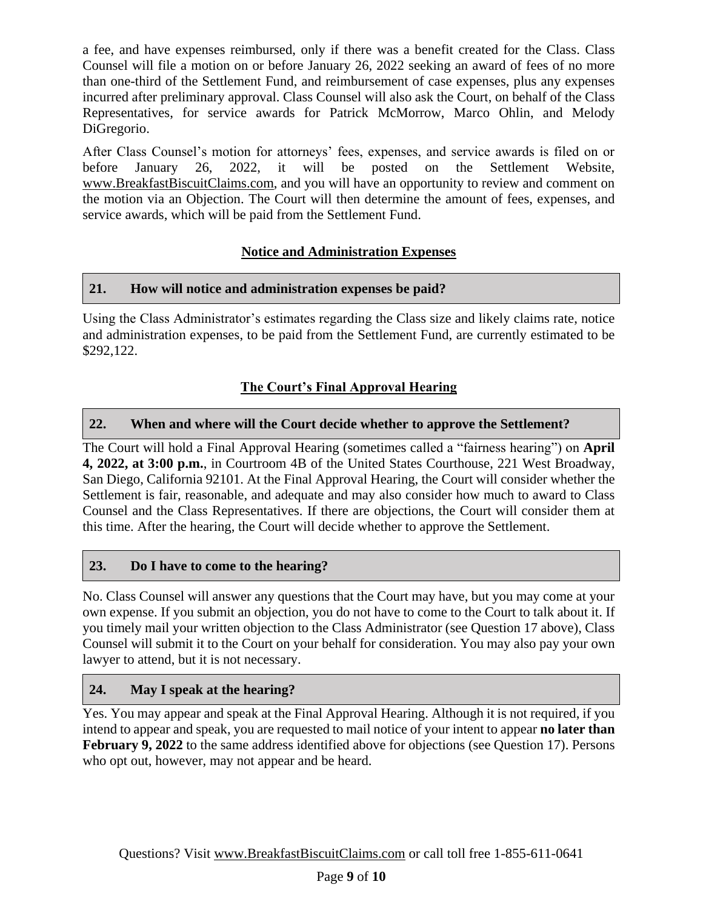a fee, and have expenses reimbursed, only if there was a benefit created for the Class. Class Counsel will file a motion on or before January 26, 2022 seeking an award of fees of no more than one-third of the Settlement Fund, and reimbursement of case expenses, plus any expenses incurred after preliminary approval. Class Counsel will also ask the Court, on behalf of the Class Representatives, for service awards for Patrick McMorrow, Marco Ohlin, and Melody DiGregorio.

After Class Counsel's motion for attorneys' fees, expenses, and service awards is filed on or before January 26, 2022, it will be posted on the Settlement Website, www.BreakfastBiscuitClaims.com, and you will have an opportunity to review and comment on the motion via an Objection. The Court will then determine the amount of fees, expenses, and service awards, which will be paid from the Settlement Fund.

## Notice and Administration Expenses

### 21. How will notice and administration expenses be paid?

Using the Class Administrator's estimates regarding the Class size and likely claims rate, notice and administration expenses, to be paid from the Settlement Fund, are currently estimated to be $292,122.

## The Court's Final Approval Hearing

### 22. When and where will the Court decide whether to approve the Settlement?

The Court will hold a Final Approval Hearing (sometimes called a "fairness hearing") on **April 4, 2022, at 3:00 p.m.**, in Courtroom 4B of the United States Courthouse, 221 West Broadway, San Diego, California 92101. At the Final Approval Hearing, the Court will consider whether the Settlement is fair, reasonable, and adequate and may also consider how much to award to Class Counsel and the Class Representatives. If there are objections, the Court will consider them at this time. After the hearing, the Court will decide whether to approve the Settlement.

### 23. Do I have to come to the hearing?

No. Class Counsel will answer any questions that the Court may have, but you may come at your own expense. If you submit an objection, you do not have to come to the Court to talk about it. If you timely mail your written objection to the Class Administrator (see Question 17 above), Class Counsel will submit it to the Court on your behalf for consideration. You may also pay your own lawyer to attend, but it is not necessary.

### 24. May I speak at the hearing?

Yes. You may appear and speak at the Final Approval Hearing. Although it is not required, if you intend to appear and speak, you are requested to mail notice of your intent to appear **no later than February 9, 2022** to the same address identified above for objections (see Question 17). Persons who opt out, however, may not appear and be heard.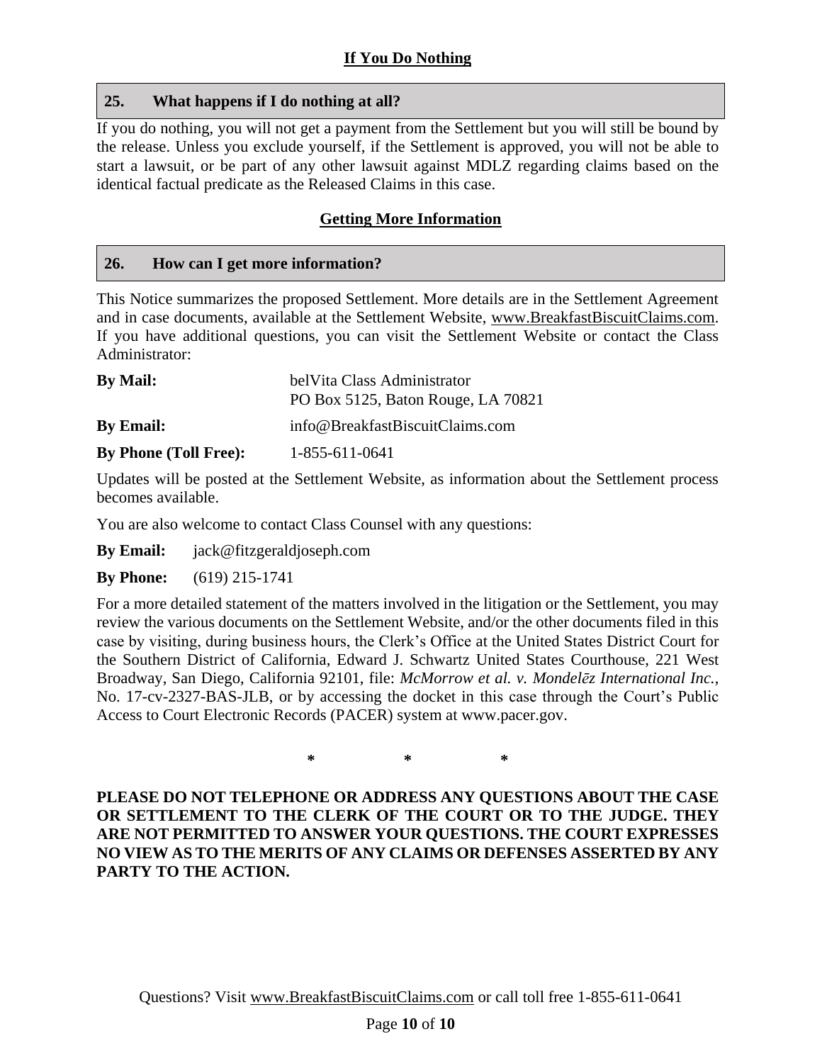## If You Do Nothing

### 25. What happens if I do nothing at all?

If you do nothing, you will not get a payment from the Settlement but you will still be bound by the release. Unless you exclude yourself, if the Settlement is approved, you will not be able to start a lawsuit, or be part of any other lawsuit against MDLZ regarding claims based on the identical factual predicate as the Released Claims in this case.

## Getting More Information

### 26. How can I get more information?

This Notice summarizes the proposed Settlement. More details are in the Settlement Agreement and in case documents, available at the Settlement Website, www.BreakfastBiscuitClaims.com. If you have additional questions, you can visit the Settlement Website or contact the Class Administrator:

| | |
|---|---|
| **By Mail:** | belVita Class Administrator<br>PO Box 5125, Baton Rouge, LA 70821 |
| **By Email:** | info@BreakfastBiscuitClaims.com |
| **By Phone (Toll Free):** | 1-855-611-0641 |

Updates will be posted at the Settlement Website, as information about the Settlement process becomes available.

You are also welcome to contact Class Counsel with any questions:

**By Email:** jack@fitzgeraldjoseph.com

**By Phone:** (619) 215-1741

For a more detailed statement of the matters involved in the litigation or the Settlement, you may review the various documents on the Settlement Website, and/or the other documents filed in this case by visiting, during business hours, the Clerk's Office at the United States District Court for the Southern District of California, Edward J. Schwartz United States Courthouse, 221 West Broadway, San Diego, California 92101, file: *McMorrow et al. v. Mondelēz International Inc.*, No. 17-cv-2327-BAS-JLB, or by accessing the docket in this case through the Court's Public Access to Court Electronic Records (PACER) system at www.pacer.gov.

\* \* \*

**PLEASE DO NOT TELEPHONE OR ADDRESS ANY QUESTIONS ABOUT THE CASE OR SETTLEMENT TO THE CLERK OF THE COURT OR TO THE JUDGE. THEY ARE NOT PERMITTED TO ANSWER YOUR QUESTIONS. THE COURT EXPRESSES NO VIEW AS TO THE MERITS OF ANY CLAIMS OR DEFENSES ASSERTED BY ANY PARTY TO THE ACTION.**

Questions? Visit www.BreakfastBiscuitClaims.com or call toll free 1-855-611-0641